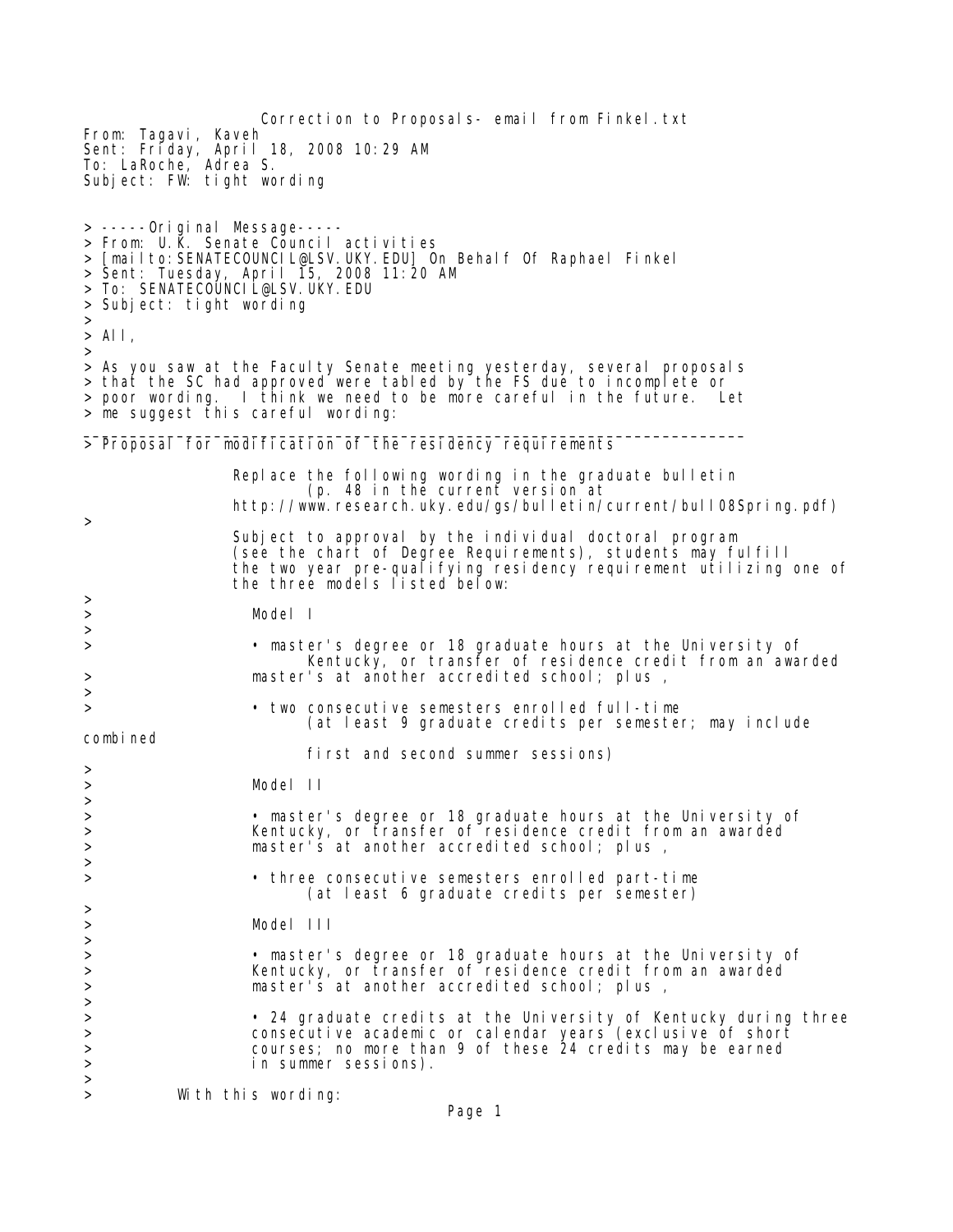Correction to Proposals- email from Finkel.txt

From: Tagavi, Kaveh
Sent: Friday, April 18, 2008 10:29 AM
To: LaRoche, Adrea S.
Subject: FW: tight wording

> -----Original Message-----
> From: U.K. Senate Council activities
> [mailto:SENATECOUNCIL@LSV.UKY.EDU] On Behalf Of Raphael Finkel
> Sent: Tuesday, April 15, 2008 11:20 AM
> To: SENATECOUNCIL@LSV.UKY.EDU
> Subject: tight wording
>
> All,
>
> As you saw at the Faculty Senate meeting yesterday, several proposals
> that the SC had approved were tabled by the FS due to incomplete or
> poor wording. I think we need to be more careful in the future. Let
> me suggest this careful wording:

---

> Proposal for modification of the residency requirements

Replace the following wording in the graduate bulletin (p. 48 in the current version at http://www.research.uky.edu/gs/bulletin/current/bull08Spring.pdf)

>

Subject to approval by the individual doctoral program (see the chart of Degree Requirements), students may fulfill the two year pre-qualifying residency requirement utilizing one of the three models listed below:

>
> Model I
>
> • master's degree or 18 graduate hours at the University of Kentucky, or transfer of residence credit from an awarded
> master's at another accredited school; plus ,
>
>
> • two consecutive semesters enrolled full-time (at least 9 graduate credits per semester; may include combined first and second summer sessions)
>
> Model II
>
> • master's degree or 18 graduate hours at the University of
> Kentucky, or transfer of residence credit from an awarded
> master's at another accredited school; plus ,
>
> • three consecutive semesters enrolled part-time (at least 6 graduate credits per semester)
>
> Model III
>
> • master's degree or 18 graduate hours at the University of
> Kentucky, or transfer of residence credit from an awarded
> master's at another accredited school; plus ,
>
> • 24 graduate credits at the University of Kentucky during three
> consecutive academic or calendar years (exclusive of short
> courses; no more than 9 of these 24 credits may be earned
> in summer sessions).
>
> With this wording: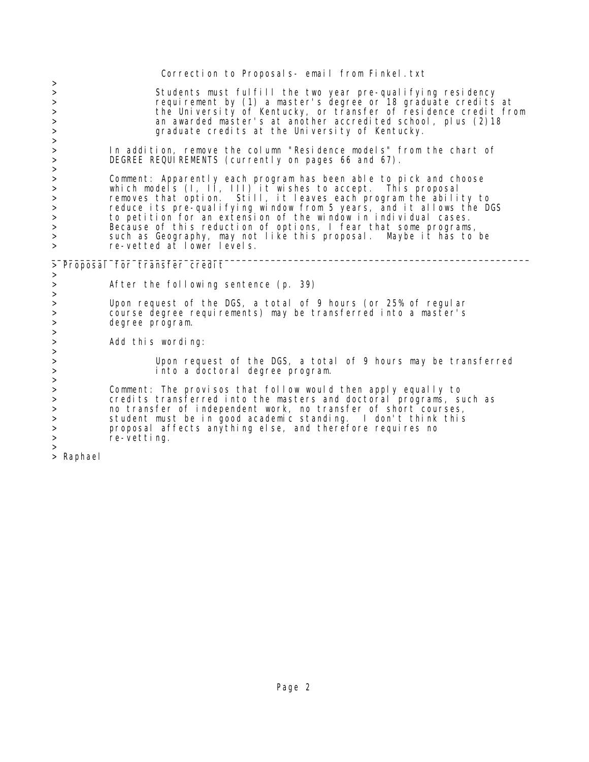Correction to Proposals- email from Finkel.txt

```
>
>               Students must fulfill the two year pre-qualifying residency
>               requirement by (1) a master's degree or 18 graduate credits at
>               the University of Kentucky, or transfer of residence credit from
>               an awarded master's at another accredited school, plus (2)18
>               graduate credits at the University of Kentucky.
>
>         In addition, remove the column "Residence models" from the chart of
>         DEGREE REQUIREMENTS (currently on pages 66 and 67).
>
>         Comment: Apparently each program has been able to pick and choose
>         which models (I, II, III) it wishes to accept.  This proposal
>         removes that option.  Still, it leaves each program the ability to
>         reduce its pre-qualifying window from 5 years, and it allows the DGS
>         to petition for an extension of the window in individual cases.
>         Because of this reduction of options, I fear that some programs,
>         such as Geography, may not like this proposal.  Maybe it has to be
>         re-vetted at lower levels.
------------------------------------------------------------------------------
> Proposal for transfer credit
>
>         After the following sentence (p. 39)
>
>         Upon request of the DGS, a total of 9 hours (or 25% of regular
>         course degree requirements) may be transferred into a master's
>         degree program.
>
>         Add this wording:
>
>               Upon request of the DGS, a total of 9 hours may be transferred
>               into a doctoral degree program.
>
>         Comment: The provisos that follow would then apply equally to
>         credits transferred into the masters and doctoral programs, such as
>         no transfer of independent work, no transfer of short courses,
>         student must be in good academic standing.  I don't think this
>         proposal affects anything else, and therefore requires no
>         re-vetting.
>
> Raphael
```